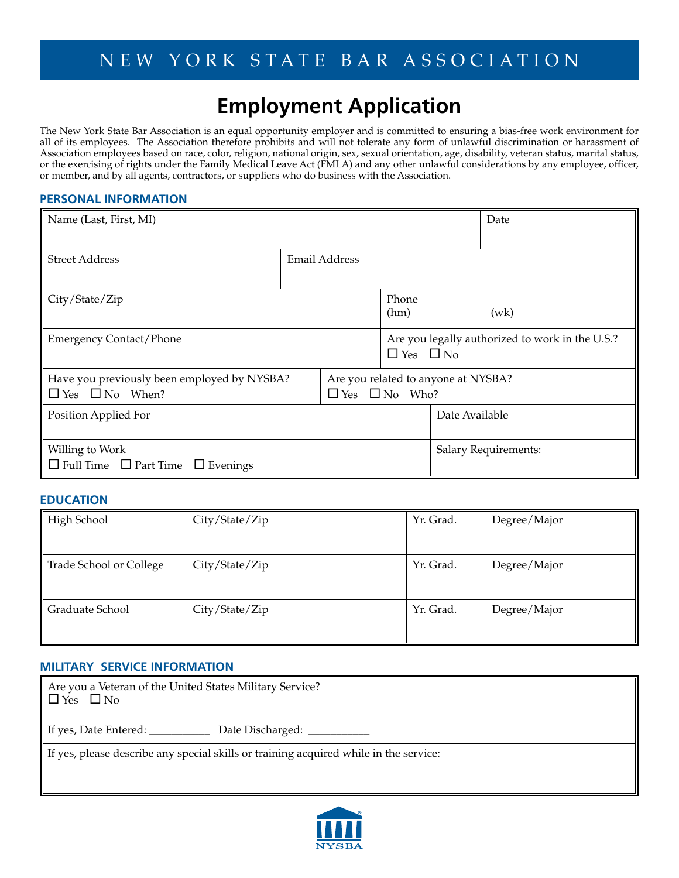# NEW YORK STATE BAR ASSOCIATION

## Employment Application

The New York State Bar Association is an equal opportunity employer and is committed to ensuring a bias-free work environment for all of its employees. The Association therefore prohibits and will not tolerate any form of unlawful discrimination or harassment of Association employees based on race, color, religion, national origin, sex, sexual orientation, age, disability, veteran status, marital status, or the exercising of rights under the Family Medical Leave Act (FMLA) and any other unlawful considerations by any employee, officer, or member, and by all agents, contractors, or suppliers who do business with the Association.

### PERSONAL INFORMATION

| | |
|---|---|
| Name (Last, First, MI) | Date |
| Street Address | Email Address |
| City/State/Zip | Phone (hm) (wk) |
| Emergency Contact/Phone | Are you legally authorized to work in the U.S.? ☐ Yes ☐ No |
| Have you previously been employed by NYSBA? ☐ Yes ☐ No When? | Are you related to anyone at NYSBA? ☐ Yes ☐ No Who? |
| Position Applied For | Date Available |
| Willing to Work ☐ Full Time ☐ Part Time ☐ Evenings | Salary Requirements: |

### EDUCATION

| | | | |
|---|---|---|---|
| High School | City/State/Zip | Yr. Grad. | Degree/Major |
| Trade School or College | City/State/Zip | Yr. Grad. | Degree/Major |
| Graduate School | City/State/Zip | Yr. Grad. | Degree/Major |

### MILITARY SERVICE INFORMATION

Are you a Veteran of the United States Military Service?
☐ Yes ☐ No

If yes, Date Entered: __________ Date Discharged: __________

If yes, please describe any special skills or training acquired while in the service:

NYSBA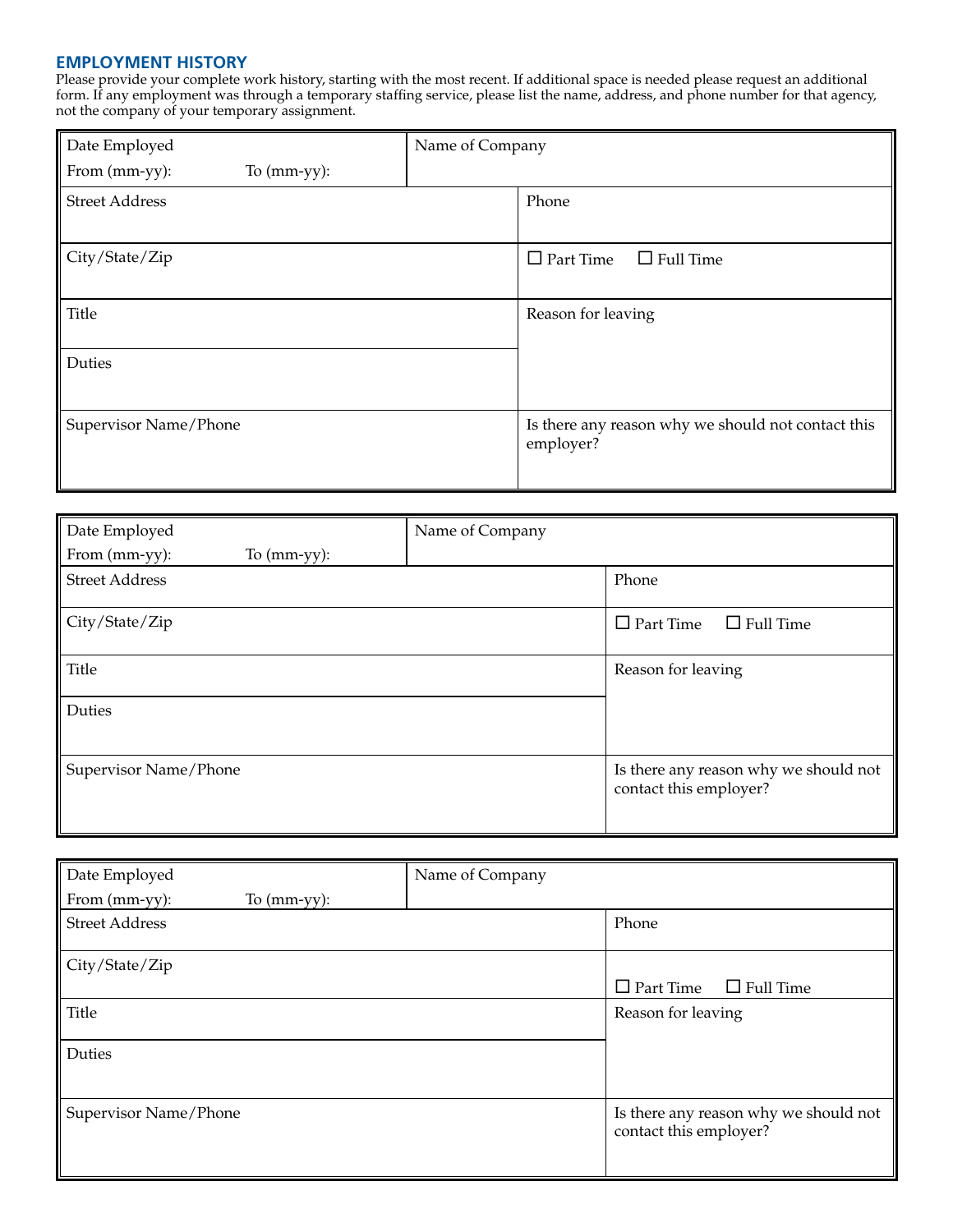## EMPLOYMENT HISTORY

Please provide your complete work history, starting with the most recent. If additional space is needed please request an additional form. If any employment was through a temporary staffing service, please list the name, address, and phone number for that agency, not the company of your temporary assignment.

| Date Employed<br>From (mm-yy): To (mm-yy): | Name of Company |
|---|---|
| Street Address | Phone |
| City/State/Zip | ☐ Part Time ☐ Full Time |
| Title | Reason for leaving |
| Duties | |
| Supervisor Name/Phone | Is there any reason why we should not contact this employer? |

| Date Employed<br>From (mm-yy): To (mm-yy): | Name of Company |
|---|---|
| Street Address | Phone |
| City/State/Zip | ☐ Part Time ☐ Full Time |
| Title | Reason for leaving |
| Duties | |
| Supervisor Name/Phone | Is there any reason why we should not contact this employer? |

| Date Employed<br>From (mm-yy): To (mm-yy): | Name of Company |
|---|---|
| Street Address | Phone |
| City/State/Zip | ☐ Part Time ☐ Full Time |
| Title | Reason for leaving |
| Duties | |
| Supervisor Name/Phone | Is there any reason why we should not contact this employer? |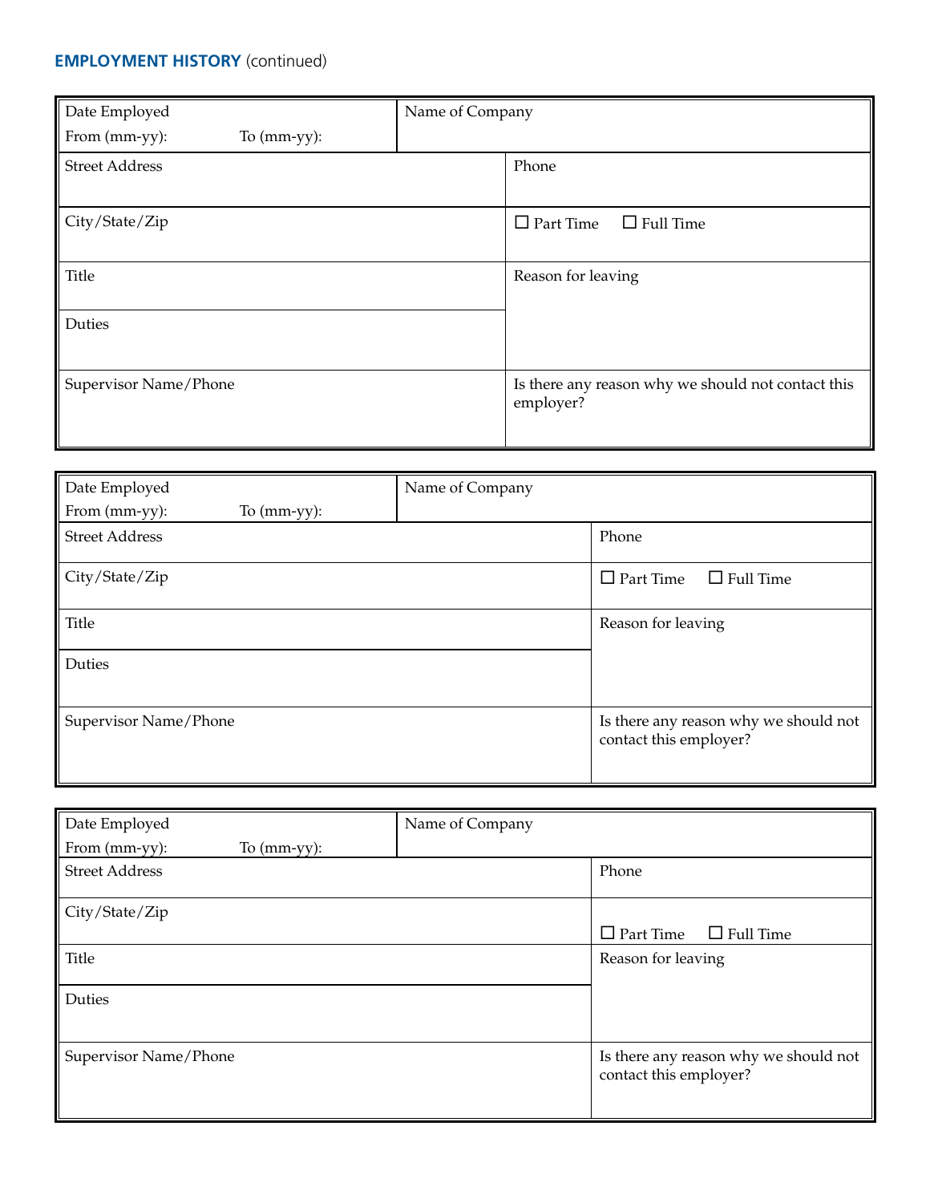**EMPLOYMENT HISTORY** (continued)

| Date Employed<br>From (mm-yy): To (mm-yy): | Name of Company |
|---|---|
| Street Address | Phone |
| City/State/Zip | ☐ Part Time ☐ Full Time |
| Title | Reason for leaving |
| Duties | |
| Supervisor Name/Phone | Is there any reason why we should not contact this employer? |

| Date Employed<br>From (mm-yy): To (mm-yy): | Name of Company |
|---|---|
| Street Address | Phone |
| City/State/Zip | ☐ Part Time ☐ Full Time |
| Title | Reason for leaving |
| Duties | |
| Supervisor Name/Phone | Is there any reason why we should not contact this employer? |

| Date Employed<br>From (mm-yy): To (mm-yy): | Name of Company |
|---|---|
| Street Address | Phone |
| City/State/Zip | ☐ Part Time ☐ Full Time |
| Title | Reason for leaving |
| Duties | |
| Supervisor Name/Phone | Is there any reason why we should not contact this employer? |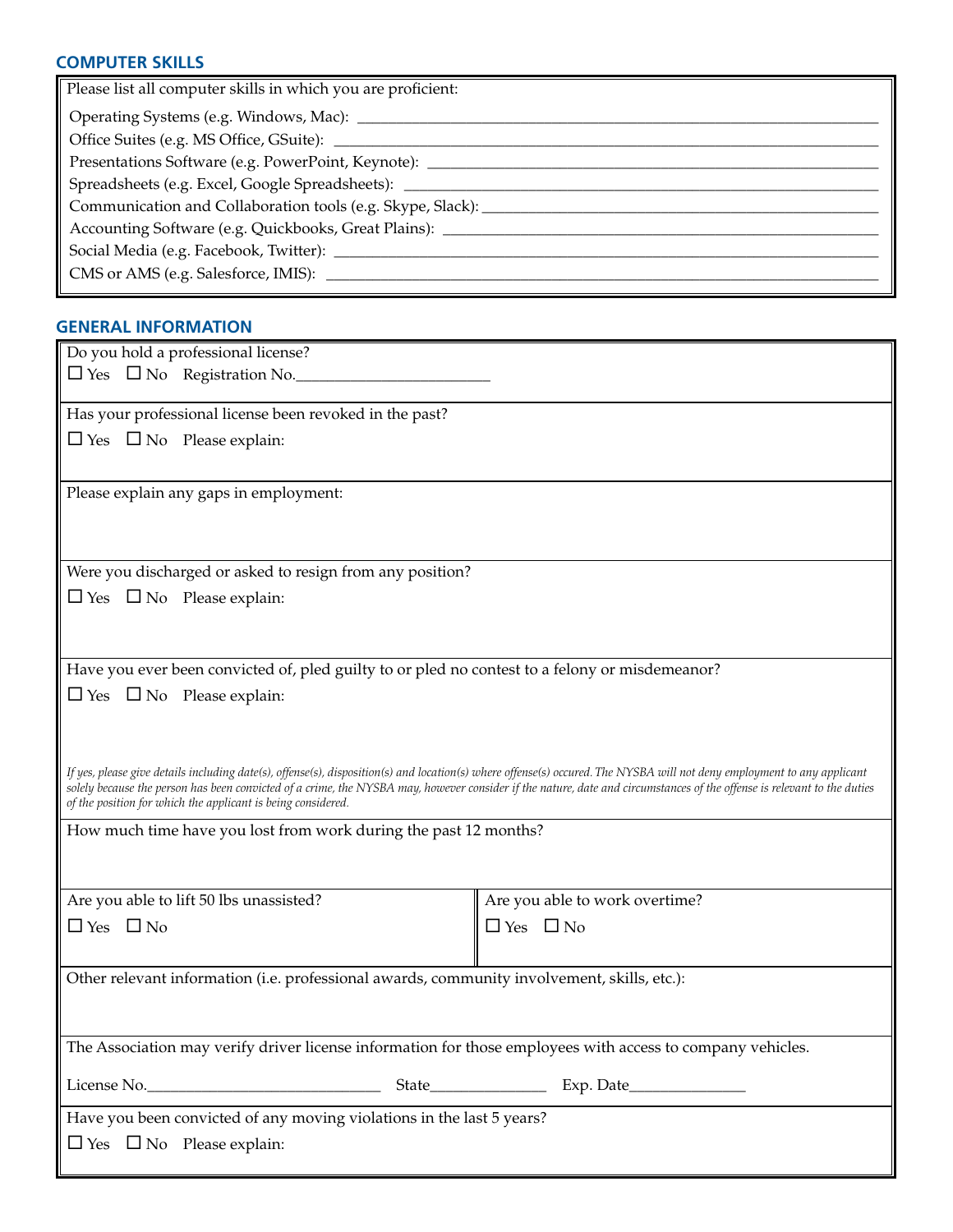## COMPUTER SKILLS

Please list all computer skills in which you are proficient:

Operating Systems (e.g. Windows, Mac): ______________________________

Office Suites (e.g. MS Office, GSuite): ______________________________

Presentations Software (e.g. PowerPoint, Keynote): ______________________________

Spreadsheets (e.g. Excel, Google Spreadsheets): ______________________________

Communication and Collaboration tools (e.g. Skype, Slack): ______________________________

Accounting Software (e.g. Quickbooks, Great Plains): ______________________________

Social Media (e.g. Facebook, Twitter): ______________________________

CMS or AMS (e.g. Salesforce, IMIS): ______________________________

## GENERAL INFORMATION

Do you hold a professional license?

☐ Yes ☐ No Registration No.________________________

Has your professional license been revoked in the past?

☐ Yes ☐ No Please explain:

Please explain any gaps in employment:

Were you discharged or asked to resign from any position?

☐ Yes ☐ No Please explain:

Have you ever been convicted of, pled guilty to or pled no contest to a felony or misdemeanor?

☐ Yes ☐ No Please explain:

*If yes, please give details including date(s), offense(s), disposition(s) and location(s) where offense(s) occured. The NYSBA will not deny employment to any applicant solely because the person has been convicted of a crime, the NYSBA may, however consider if the nature, date and circumstances of the offense is relevant to the duties of the position for which the applicant is being considered.*

How much time have you lost from work during the past 12 months?

| Are you able to lift 50 lbs unassisted? | Are you able to work overtime? |
|---|---|
| ☐ Yes ☐ No | ☐ Yes ☐ No |

Other relevant information (i.e. professional awards, community involvement, skills, etc.):

The Association may verify driver license information for those employees with access to company vehicles.

License No.____________________________ State______________ Exp. Date______________

Have you been convicted of any moving violations in the last 5 years?

☐ Yes ☐ No Please explain: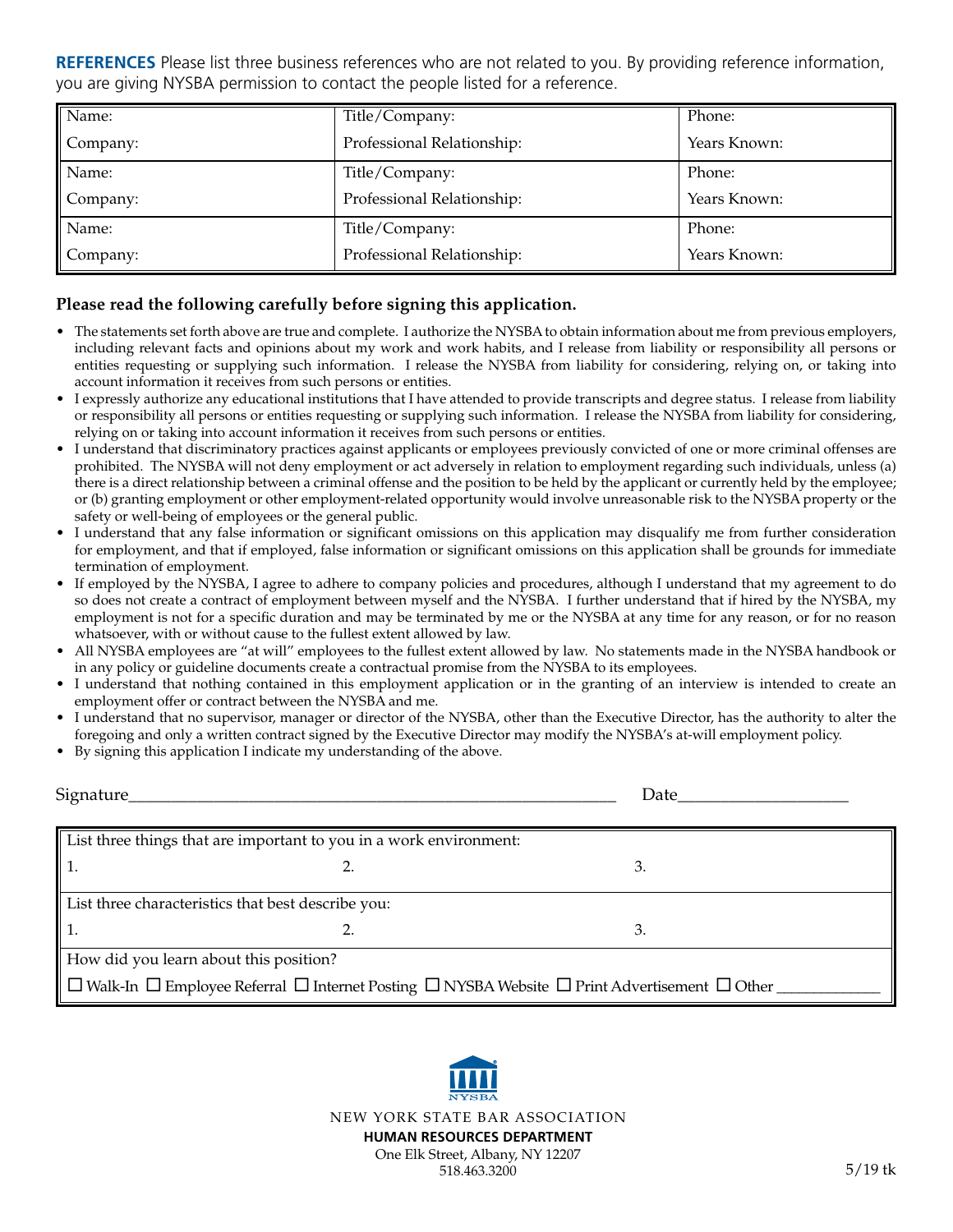**REFERENCES** Please list three business references who are not related to you. By providing reference information, you are giving NYSBA permission to contact the people listed for a reference.

| | | |
|---|---|---|
| Name: | Title/Company: | Phone: |
| Company: | Professional Relationship: | Years Known: |
| Name: | Title/Company: | Phone: |
| Company: | Professional Relationship: | Years Known: |
| Name: | Title/Company: | Phone: |
| Company: | Professional Relationship: | Years Known: |

**Please read the following carefully before signing this application.**

- The statements set forth above are true and complete. I authorize the NYSBA to obtain information about me from previous employers, including relevant facts and opinions about my work and work habits, and I release from liability or responsibility all persons or entities requesting or supplying such information. I release the NYSBA from liability for considering, relying on, or taking into account information it receives from such persons or entities.
- I expressly authorize any educational institutions that I have attended to provide transcripts and degree status. I release from liability or responsibility all persons or entities requesting or supplying such information. I release the NYSBA from liability for considering, relying on or taking into account information it receives from such persons or entities.
- I understand that discriminatory practices against applicants or employees previously convicted of one or more criminal offenses are prohibited. The NYSBA will not deny employment or act adversely in relation to employment regarding such individuals, unless (a) there is a direct relationship between a criminal offense and the position to be held by the applicant or currently held by the employee; or (b) granting employment or other employment-related opportunity would involve unreasonable risk to the NYSBA property or the safety or well-being of employees or the general public.
- I understand that any false information or significant omissions on this application may disqualify me from further consideration for employment, and that if employed, false information or significant omissions on this application shall be grounds for immediate termination of employment.
- If employed by the NYSBA, I agree to adhere to company policies and procedures, although I understand that my agreement to do so does not create a contract of employment between myself and the NYSBA. I further understand that if hired by the NYSBA, my employment is not for a specific duration and may be terminated by me or the NYSBA at any time for any reason, or for no reason whatsoever, with or without cause to the fullest extent allowed by law.
- All NYSBA employees are "at will" employees to the fullest extent allowed by law. No statements made in the NYSBA handbook or in any policy or guideline documents create a contractual promise from the NYSBA to its employees.
- I understand that nothing contained in this employment application or in the granting of an interview is intended to create an employment offer or contract between the NYSBA and me.
- I understand that no supervisor, manager or director of the NYSBA, other than the Executive Director, has the authority to alter the foregoing and only a written contract signed by the Executive Director may modify the NYSBA's at-will employment policy.
- By signing this application I indicate my understanding of the above.

Signature___________________________________________ Date_______________

| | | |
|---|---|---|
| List three things that are important to you in a work environment: | | |
| 1. | 2. | 3. |
| List three characteristics that best describe you: | | |
| 1. | 2. | 3. |
| How did you learn about this position? | | |
| ☐ Walk-In ☐ Employee Referral ☐ Internet Posting ☐ NYSBA Website ☐ Print Advertisement ☐ Other ___________ | | |

NYSBA

NEW YORK STATE BAR ASSOCIATION
**HUMAN RESOURCES DEPARTMENT**
One Elk Street, Albany, NY 12207
518.463.3200

5/19 tk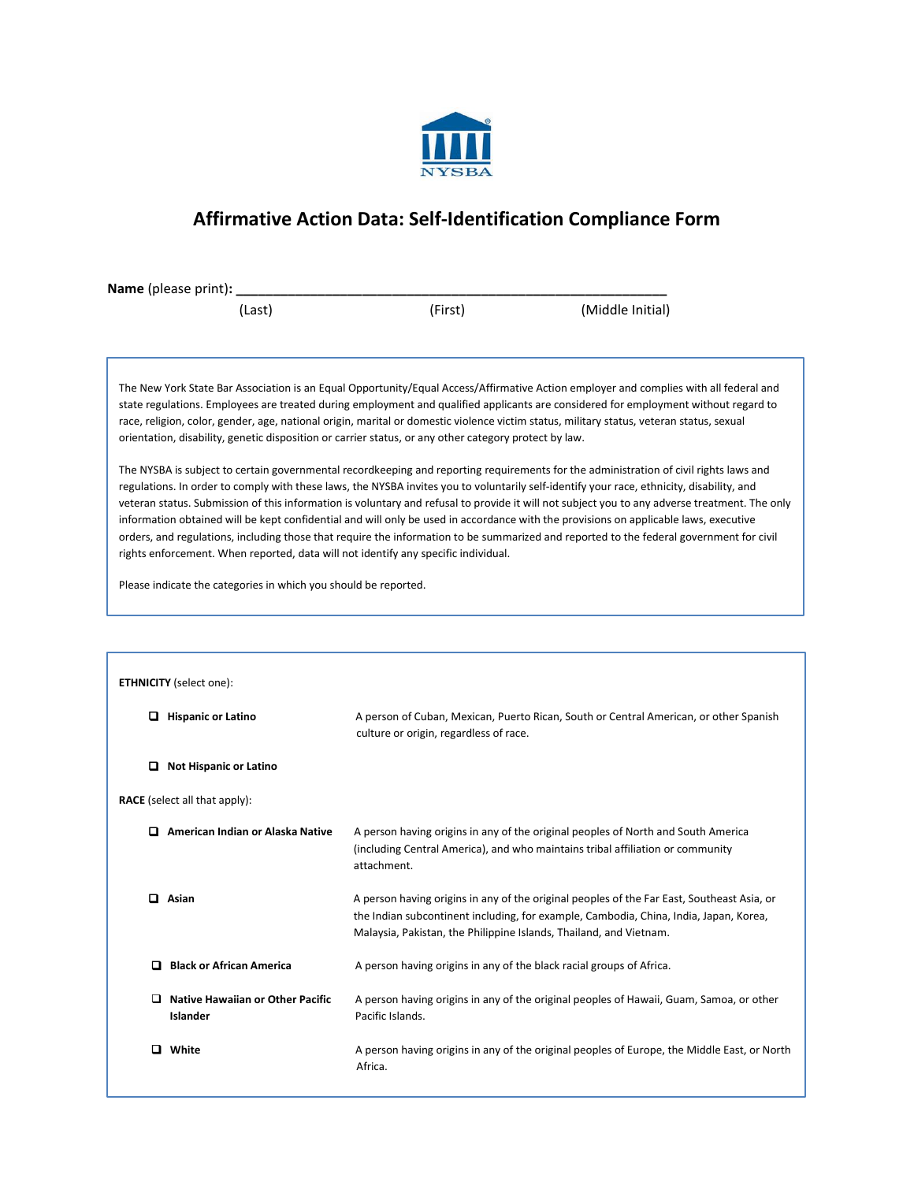NYSBA

# Affirmative Action Data: Self-Identification Compliance Form

**Name** (please print)**:** ______________________________________________________

(Last) (First) (Middle Initial)

The New York State Bar Association is an Equal Opportunity/Equal Access/Affirmative Action employer and complies with all federal and state regulations. Employees are treated during employment and qualified applicants are considered for employment without regard to race, religion, color, gender, age, national origin, marital or domestic violence victim status, military status, veteran status, sexual orientation, disability, genetic disposition or carrier status, or any other category protect by law.

The NYSBA is subject to certain governmental recordkeeping and reporting requirements for the administration of civil rights laws and regulations. In order to comply with these laws, the NYSBA invites you to voluntarily self-identify your race, ethnicity, disability, and veteran status. Submission of this information is voluntary and refusal to provide it will not subject you to any adverse treatment. The only information obtained will be kept confidential and will only be used in accordance with the provisions on applicable laws, executive orders, and regulations, including those that require the information to be summarized and reported to the federal government for civil rights enforcement. When reported, data will not identify any specific individual.

Please indicate the categories in which you should be reported.

**ETHNICITY** (select one):

- ☐ **Hispanic or Latino** — A person of Cuban, Mexican, Puerto Rican, South or Central American, or other Spanish culture or origin, regardless of race.
- ☐ **Not Hispanic or Latino**

**RACE** (select all that apply):

- ☐ **American Indian or Alaska Native** — A person having origins in any of the original peoples of North and South America (including Central America), and who maintains tribal affiliation or community attachment.
- ☐ **Asian** — A person having origins in any of the original peoples of the Far East, Southeast Asia, or the Indian subcontinent including, for example, Cambodia, China, India, Japan, Korea, Malaysia, Pakistan, the Philippine Islands, Thailand, and Vietnam.
- ☐ **Black or African America** — A person having origins in any of the black racial groups of Africa.
- ☐ **Native Hawaiian or Other Pacific Islander** — A person having origins in any of the original peoples of Hawaii, Guam, Samoa, or other Pacific Islands.
- ☐ **White** — A person having origins in any of the original peoples of Europe, the Middle East, or North Africa.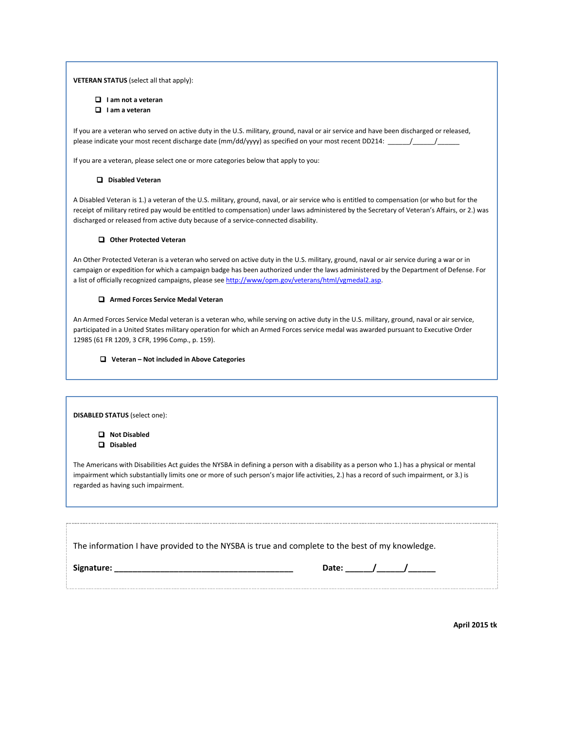**VETERAN STATUS** (select all that apply):

- ❑ **I am not a veteran**
- ❑ **I am a veteran**

If you are a veteran who served on active duty in the U.S. military, ground, naval or air service and have been discharged or released, please indicate your most recent discharge date (mm/dd/yyyy) as specified on your most recent DD214: ______/______/______

If you are a veteran, please select one or more categories below that apply to you:

❑ **Disabled Veteran**

A Disabled Veteran is 1.) a veteran of the U.S. military, ground, naval, or air service who is entitled to compensation (or who but for the receipt of military retired pay would be entitled to compensation) under laws administered by the Secretary of Veteran's Affairs, or 2.) was discharged or released from active duty because of a service-connected disability.

❑ **Other Protected Veteran**

An Other Protected Veteran is a veteran who served on active duty in the U.S. military, ground, naval or air service during a war or in campaign or expedition for which a campaign badge has been authorized under the laws administered by the Department of Defense. For a list of officially recognized campaigns, please see http://www/opm.gov/veterans/html/vgmedal2.asp.

❑ **Armed Forces Service Medal Veteran**

An Armed Forces Service Medal veteran is a veteran who, while serving on active duty in the U.S. military, ground, naval or air service, participated in a United States military operation for which an Armed Forces service medal was awarded pursuant to Executive Order 12985 (61 FR 1209, 3 CFR, 1996 Comp., p. 159).

❑ **Veteran – Not included in Above Categories**

**DISABLED STATUS** (select one):

- ❑ **Not Disabled**
- ❑ **Disabled**

The Americans with Disabilities Act guides the NYSBA in defining a person with a disability as a person who 1.) has a physical or mental impairment which substantially limits one or more of such person's major life activities, 2.) has a record of such impairment, or 3.) is regarded as having such impairment.

The information I have provided to the NYSBA is true and complete to the best of my knowledge.

**Signature: ______________________________________** **Date: ______/______/______**

**April 2015 tk**